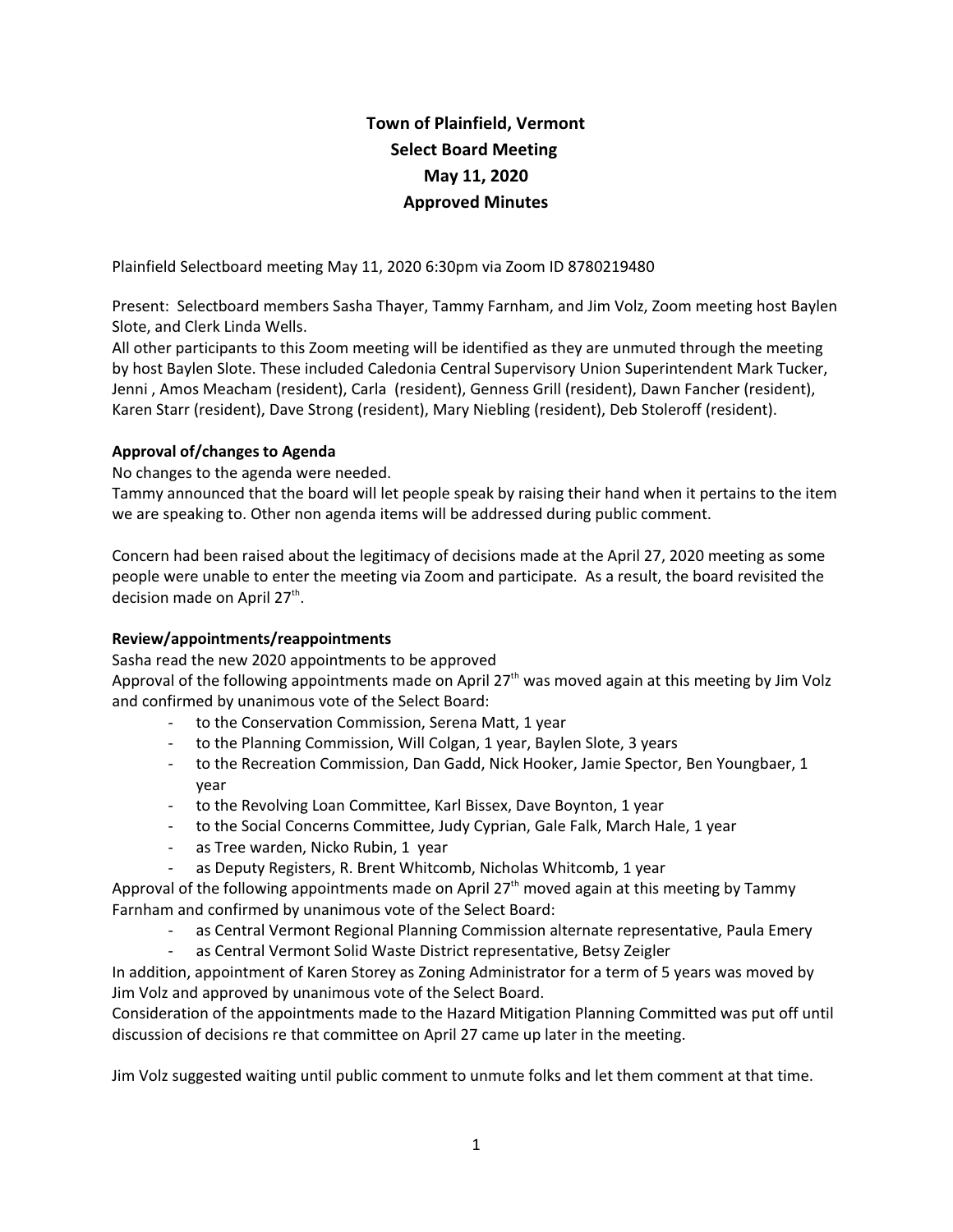# Town of Plainfield, Vermont
## Select Board Meeting
## May 11, 2020
## Approved Minutes

Plainfield Selectboard meeting May 11, 2020 6:30pm via Zoom ID 8780219480

Present: Selectboard members Sasha Thayer, Tammy Farnham, and Jim Volz, Zoom meeting host Baylen Slote, and Clerk Linda Wells.
All other participants to this Zoom meeting will be identified as they are unmuted through the meeting by host Baylen Slote. These included Caledonia Central Supervisory Union Superintendent Mark Tucker, Jenni , Amos Meacham (resident), Carla (resident), Genness Grill (resident), Dawn Fancher (resident), Karen Starr (resident), Dave Strong (resident), Mary Niebling (resident), Deb Stoleroff (resident).

**Approval of/changes to Agenda**

No changes to the agenda were needed.
Tammy announced that the board will let people speak by raising their hand when it pertains to the item we are speaking to. Other non agenda items will be addressed during public comment.

Concern had been raised about the legitimacy of decisions made at the April 27, 2020 meeting as some people were unable to enter the meeting via Zoom and participate. As a result, the board revisited the decision made on April 27th.

**Review/appointments/reappointments**

Sasha read the new 2020 appointments to be approved
Approval of the following appointments made on April 27th was moved again at this meeting by Jim Volz and confirmed by unanimous vote of the Select Board:

- to the Conservation Commission, Serena Matt, 1 year
- to the Planning Commission, Will Colgan, 1 year, Baylen Slote, 3 years
- to the Recreation Commission, Dan Gadd, Nick Hooker, Jamie Spector, Ben Youngbaer, 1 year
- to the Revolving Loan Committee, Karl Bissex, Dave Boynton, 1 year
- to the Social Concerns Committee, Judy Cyprian, Gale Falk, March Hale, 1 year
- as Tree warden, Nicko Rubin, 1 year
- as Deputy Registers, R. Brent Whitcomb, Nicholas Whitcomb, 1 year

Approval of the following appointments made on April 27th moved again at this meeting by Tammy Farnham and confirmed by unanimous vote of the Select Board:

- as Central Vermont Regional Planning Commission alternate representative, Paula Emery
- as Central Vermont Solid Waste District representative, Betsy Zeigler

In addition, appointment of Karen Storey as Zoning Administrator for a term of 5 years was moved by Jim Volz and approved by unanimous vote of the Select Board.
Consideration of the appointments made to the Hazard Mitigation Planning Committed was put off until discussion of decisions re that committee on April 27 came up later in the meeting.

Jim Volz suggested waiting until public comment to unmute folks and let them comment at that time.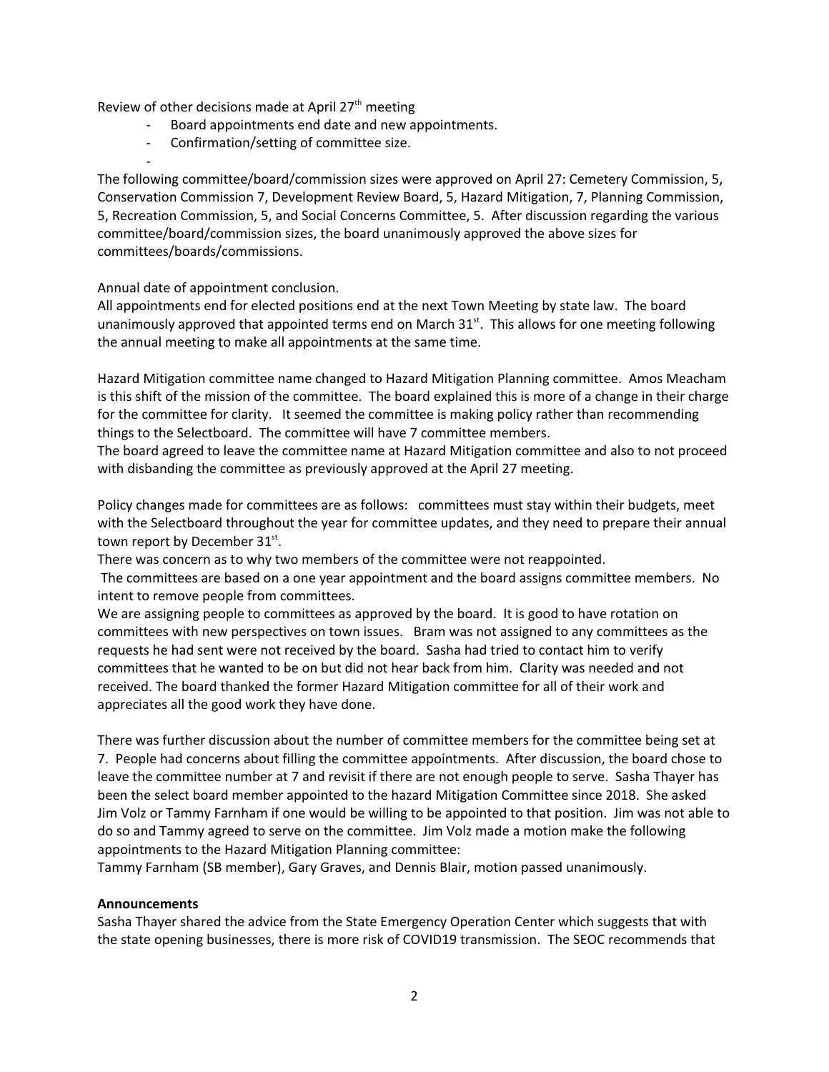Review of other decisions made at April 27th meeting

- Board appointments end date and new appointments.
- Confirmation/setting of committee size.
-

The following committee/board/commission sizes were approved on April 27: Cemetery Commission, 5, Conservation Commission 7, Development Review Board, 5, Hazard Mitigation, 7, Planning Commission, 5, Recreation Commission, 5, and Social Concerns Committee, 5. After discussion regarding the various committee/board/commission sizes, the board unanimously approved the above sizes for committees/boards/commissions.

Annual date of appointment conclusion.
All appointments end for elected positions end at the next Town Meeting by state law. The board unanimously approved that appointed terms end on March 31st. This allows for one meeting following the annual meeting to make all appointments at the same time.

Hazard Mitigation committee name changed to Hazard Mitigation Planning committee. Amos Meacham is this shift of the mission of the committee. The board explained this is more of a change in their charge for the committee for clarity. It seemed the committee is making policy rather than recommending things to the Selectboard. The committee will have 7 committee members.
The board agreed to leave the committee name at Hazard Mitigation committee and also to not proceed with disbanding the committee as previously approved at the April 27 meeting.

Policy changes made for committees are as follows: committees must stay within their budgets, meet with the Selectboard throughout the year for committee updates, and they need to prepare their annual town report by December 31st.
There was concern as to why two members of the committee were not reappointed.
The committees are based on a one year appointment and the board assigns committee members. No intent to remove people from committees.
We are assigning people to committees as approved by the board. It is good to have rotation on committees with new perspectives on town issues. Bram was not assigned to any committees as the requests he had sent were not received by the board. Sasha had tried to contact him to verify committees that he wanted to be on but did not hear back from him. Clarity was needed and not received. The board thanked the former Hazard Mitigation committee for all of their work and appreciates all the good work they have done.

There was further discussion about the number of committee members for the committee being set at 7. People had concerns about filling the committee appointments. After discussion, the board chose to leave the committee number at 7 and revisit if there are not enough people to serve. Sasha Thayer has been the select board member appointed to the hazard Mitigation Committee since 2018. She asked Jim Volz or Tammy Farnham if one would be willing to be appointed to that position. Jim was not able to do so and Tammy agreed to serve on the committee. Jim Volz made a motion make the following appointments to the Hazard Mitigation Planning committee:
Tammy Farnham (SB member), Gary Graves, and Dennis Blair, motion passed unanimously.

**Announcements**
Sasha Thayer shared the advice from the State Emergency Operation Center which suggests that with the state opening businesses, there is more risk of COVID19 transmission. The SEOC recommends that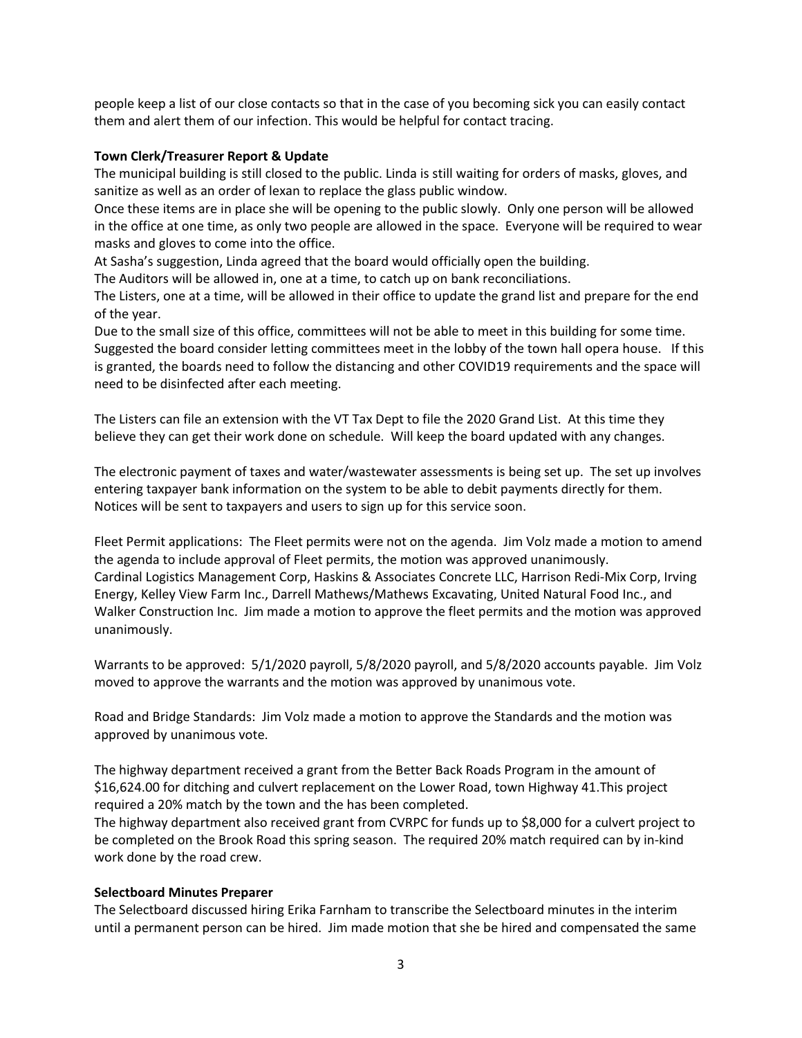people keep a list of our close contacts so that in the case of you becoming sick you can easily contact them and alert them of our infection. This would be helpful for contact tracing.

**Town Clerk/Treasurer Report & Update**

The municipal building is still closed to the public. Linda is still waiting for orders of masks, gloves, and sanitize as well as an order of lexan to replace the glass public window.

Once these items are in place she will be opening to the public slowly. Only one person will be allowed in the office at one time, as only two people are allowed in the space. Everyone will be required to wear masks and gloves to come into the office.

At Sasha's suggestion, Linda agreed that the board would officially open the building.

The Auditors will be allowed in, one at a time, to catch up on bank reconciliations.

The Listers, one at a time, will be allowed in their office to update the grand list and prepare for the end of the year.

Due to the small size of this office, committees will not be able to meet in this building for some time. Suggested the board consider letting committees meet in the lobby of the town hall opera house. If this is granted, the boards need to follow the distancing and other COVID19 requirements and the space will need to be disinfected after each meeting.

The Listers can file an extension with the VT Tax Dept to file the 2020 Grand List. At this time they believe they can get their work done on schedule. Will keep the board updated with any changes.

The electronic payment of taxes and water/wastewater assessments is being set up. The set up involves entering taxpayer bank information on the system to be able to debit payments directly for them. Notices will be sent to taxpayers and users to sign up for this service soon.

Fleet Permit applications: The Fleet permits were not on the agenda. Jim Volz made a motion to amend the agenda to include approval of Fleet permits, the motion was approved unanimously.
Cardinal Logistics Management Corp, Haskins & Associates Concrete LLC, Harrison Redi-Mix Corp, Irving Energy, Kelley View Farm Inc., Darrell Mathews/Mathews Excavating, United Natural Food Inc., and Walker Construction Inc. Jim made a motion to approve the fleet permits and the motion was approved unanimously.

Warrants to be approved: 5/1/2020 payroll, 5/8/2020 payroll, and 5/8/2020 accounts payable. Jim Volz moved to approve the warrants and the motion was approved by unanimous vote.

Road and Bridge Standards: Jim Volz made a motion to approve the Standards and the motion was approved by unanimous vote.

The highway department received a grant from the Better Back Roads Program in the amount of $16,624.00 for ditching and culvert replacement on the Lower Road, town Highway 41.This project required a 20% match by the town and the has been completed.

The highway department also received grant from CVRPC for funds up to $8,000 for a culvert project to be completed on the Brook Road this spring season. The required 20% match required can by in-kind work done by the road crew.

**Selectboard Minutes Preparer**

The Selectboard discussed hiring Erika Farnham to transcribe the Selectboard minutes in the interim until a permanent person can be hired. Jim made motion that she be hired and compensated the same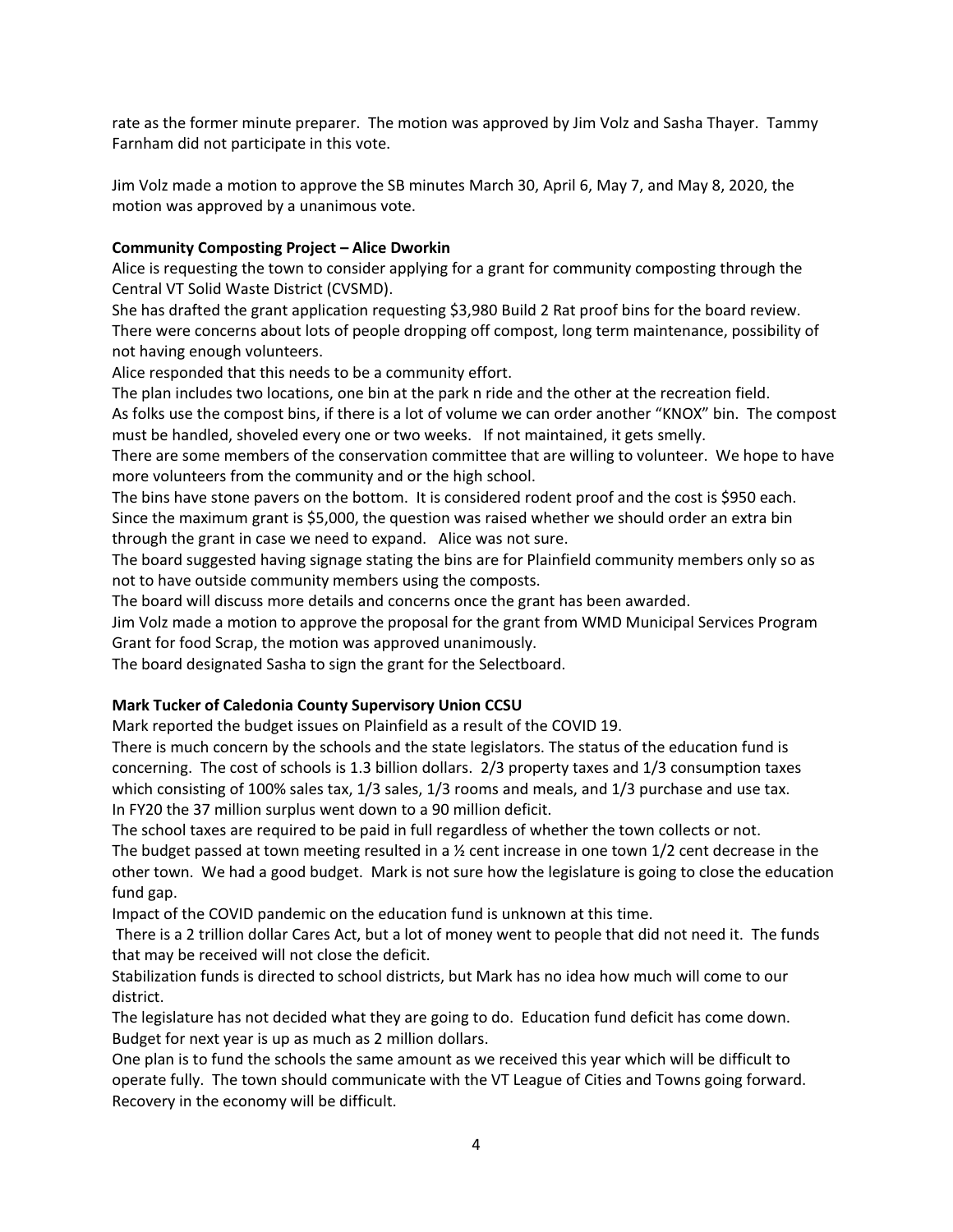rate as the former minute preparer. The motion was approved by Jim Volz and Sasha Thayer. Tammy Farnham did not participate in this vote.

Jim Volz made a motion to approve the SB minutes March 30, April 6, May 7, and May 8, 2020, the motion was approved by a unanimous vote.

**Community Composting Project – Alice Dworkin**

Alice is requesting the town to consider applying for a grant for community composting through the Central VT Solid Waste District (CVSMD).

She has drafted the grant application requesting $3,980 Build 2 Rat proof bins for the board review. There were concerns about lots of people dropping off compost, long term maintenance, possibility of not having enough volunteers.

Alice responded that this needs to be a community effort.

The plan includes two locations, one bin at the park n ride and the other at the recreation field.

As folks use the compost bins, if there is a lot of volume we can order another "KNOX" bin. The compost must be handled, shoveled every one or two weeks. If not maintained, it gets smelly.

There are some members of the conservation committee that are willing to volunteer. We hope to have more volunteers from the community and or the high school.

The bins have stone pavers on the bottom. It is considered rodent proof and the cost is $950 each.

Since the maximum grant is $5,000, the question was raised whether we should order an extra bin through the grant in case we need to expand. Alice was not sure.

The board suggested having signage stating the bins are for Plainfield community members only so as not to have outside community members using the composts.

The board will discuss more details and concerns once the grant has been awarded.

Jim Volz made a motion to approve the proposal for the grant from WMD Municipal Services Program Grant for food Scrap, the motion was approved unanimously.

The board designated Sasha to sign the grant for the Selectboard.

**Mark Tucker of Caledonia County Supervisory Union CCSU**

Mark reported the budget issues on Plainfield as a result of the COVID 19.

There is much concern by the schools and the state legislators. The status of the education fund is concerning. The cost of schools is 1.3 billion dollars. 2/3 property taxes and 1/3 consumption taxes which consisting of 100% sales tax, 1/3 sales, 1/3 rooms and meals, and 1/3 purchase and use tax.

In FY20 the 37 million surplus went down to a 90 million deficit.

The school taxes are required to be paid in full regardless of whether the town collects or not.

The budget passed at town meeting resulted in a ½ cent increase in one town 1/2 cent decrease in the other town. We had a good budget. Mark is not sure how the legislature is going to close the education fund gap.

Impact of the COVID pandemic on the education fund is unknown at this time.

There is a 2 trillion dollar Cares Act, but a lot of money went to people that did not need it. The funds that may be received will not close the deficit.

Stabilization funds is directed to school districts, but Mark has no idea how much will come to our district.

The legislature has not decided what they are going to do. Education fund deficit has come down. Budget for next year is up as much as 2 million dollars.

One plan is to fund the schools the same amount as we received this year which will be difficult to operate fully. The town should communicate with the VT League of Cities and Towns going forward. Recovery in the economy will be difficult.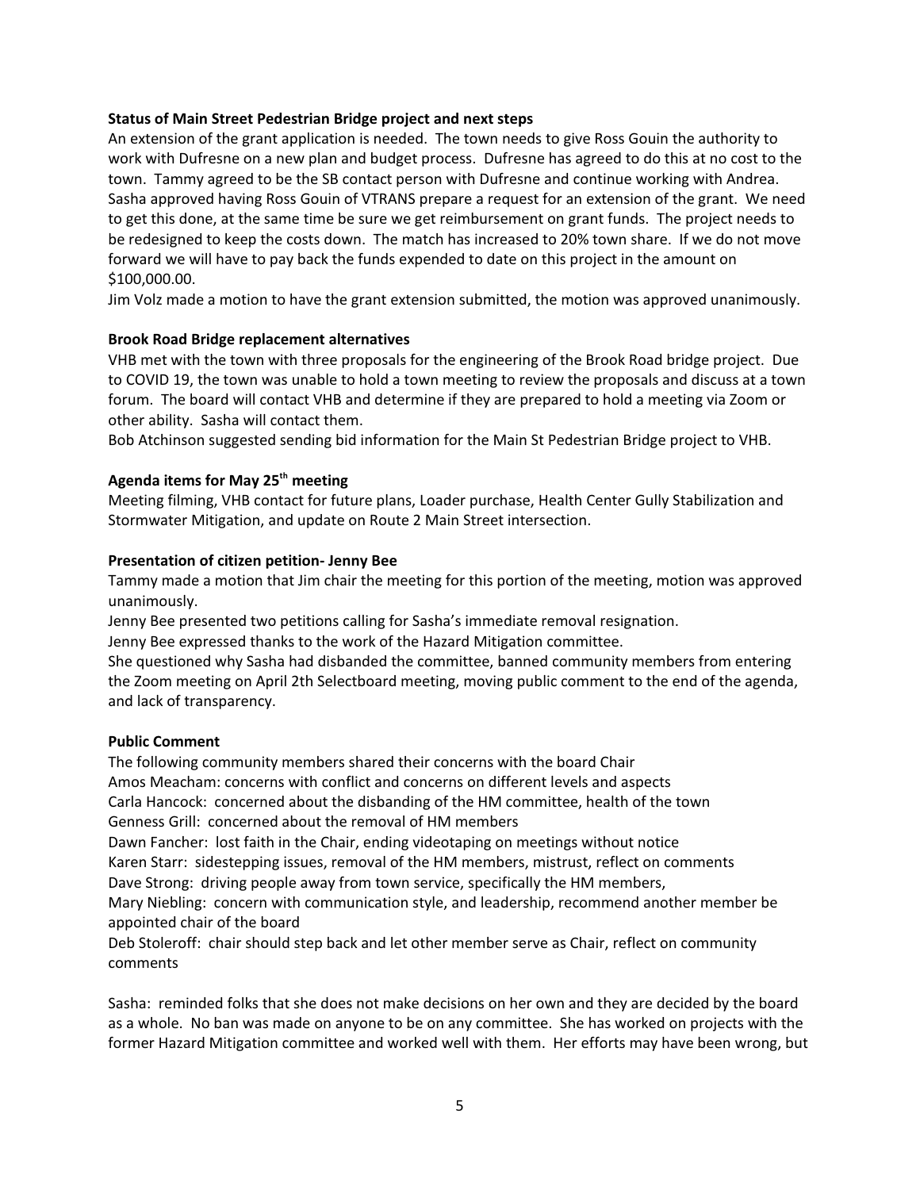**Status of Main Street Pedestrian Bridge project and next steps**

An extension of the grant application is needed. The town needs to give Ross Gouin the authority to work with Dufresne on a new plan and budget process. Dufresne has agreed to do this at no cost to the town. Tammy agreed to be the SB contact person with Dufresne and continue working with Andrea. Sasha approved having Ross Gouin of VTRANS prepare a request for an extension of the grant. We need to get this done, at the same time be sure we get reimbursement on grant funds. The project needs to be redesigned to keep the costs down. The match has increased to 20% town share. If we do not move forward we will have to pay back the funds expended to date on this project in the amount on $100,000.00.

Jim Volz made a motion to have the grant extension submitted, the motion was approved unanimously.

**Brook Road Bridge replacement alternatives**

VHB met with the town with three proposals for the engineering of the Brook Road bridge project. Due to COVID 19, the town was unable to hold a town meeting to review the proposals and discuss at a town forum. The board will contact VHB and determine if they are prepared to hold a meeting via Zoom or other ability. Sasha will contact them.

Bob Atchinson suggested sending bid information for the Main St Pedestrian Bridge project to VHB.

**Agenda items for May 25th meeting**

Meeting filming, VHB contact for future plans, Loader purchase, Health Center Gully Stabilization and Stormwater Mitigation, and update on Route 2 Main Street intersection.

**Presentation of citizen petition- Jenny Bee**

Tammy made a motion that Jim chair the meeting for this portion of the meeting, motion was approved unanimously.

Jenny Bee presented two petitions calling for Sasha's immediate removal resignation.

Jenny Bee expressed thanks to the work of the Hazard Mitigation committee.

She questioned why Sasha had disbanded the committee, banned community members from entering the Zoom meeting on April 2th Selectboard meeting, moving public comment to the end of the agenda, and lack of transparency.

**Public Comment**

The following community members shared their concerns with the board Chair

Amos Meacham: concerns with conflict and concerns on different levels and aspects

Carla Hancock: concerned about the disbanding of the HM committee, health of the town

Genness Grill: concerned about the removal of HM members

Dawn Fancher: lost faith in the Chair, ending videotaping on meetings without notice

Karen Starr: sidestepping issues, removal of the HM members, mistrust, reflect on comments

Dave Strong: driving people away from town service, specifically the HM members,

Mary Niebling: concern with communication style, and leadership, recommend another member be appointed chair of the board

Deb Stoleroff: chair should step back and let other member serve as Chair, reflect on community comments

Sasha: reminded folks that she does not make decisions on her own and they are decided by the board as a whole. No ban was made on anyone to be on any committee. She has worked on projects with the former Hazard Mitigation committee and worked well with them. Her efforts may have been wrong, but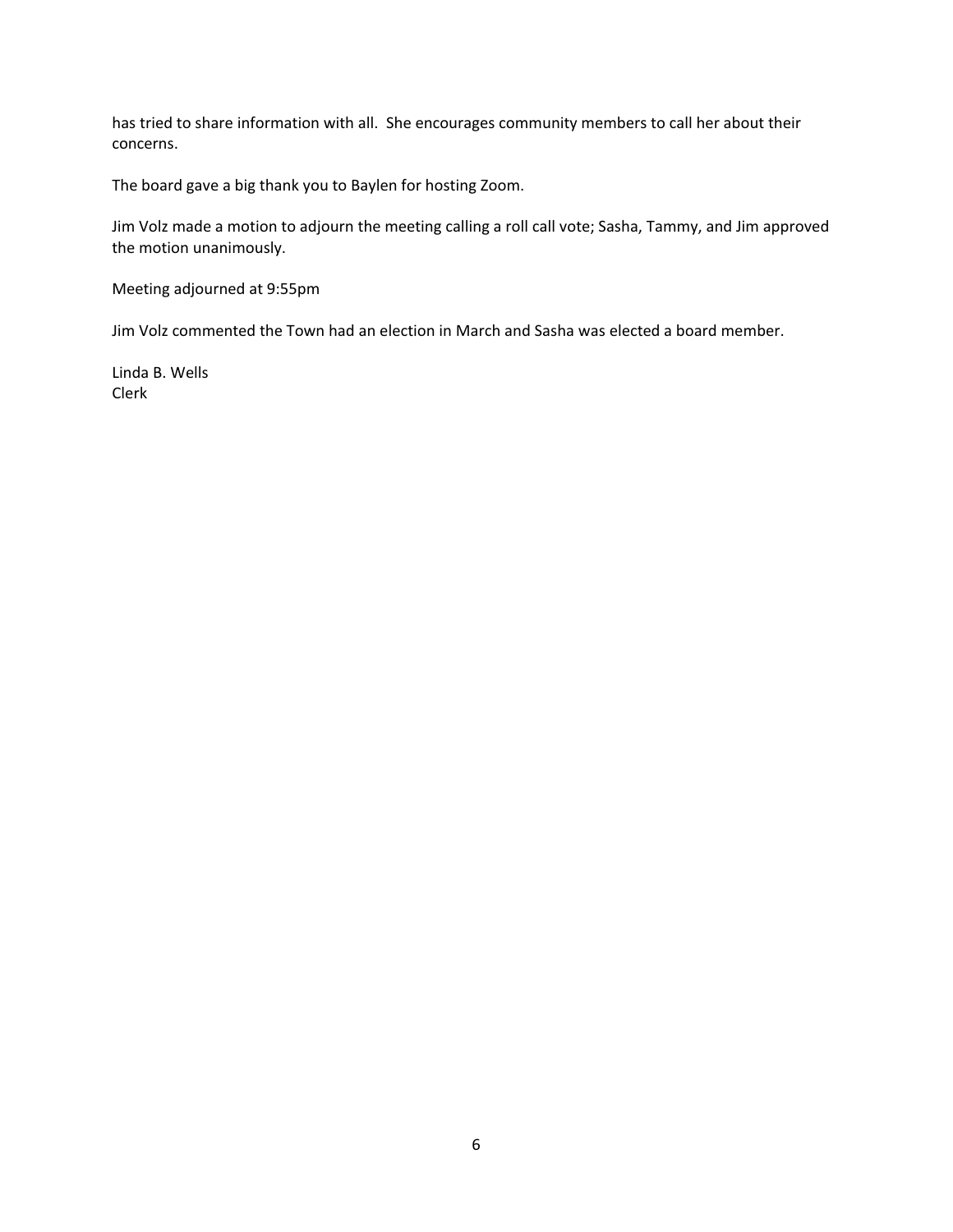has tried to share information with all. She encourages community members to call her about their concerns.

The board gave a big thank you to Baylen for hosting Zoom.

Jim Volz made a motion to adjourn the meeting calling a roll call vote; Sasha, Tammy, and Jim approved the motion unanimously.

Meeting adjourned at 9:55pm

Jim Volz commented the Town had an election in March and Sasha was elected a board member.

Linda B. Wells
Clerk